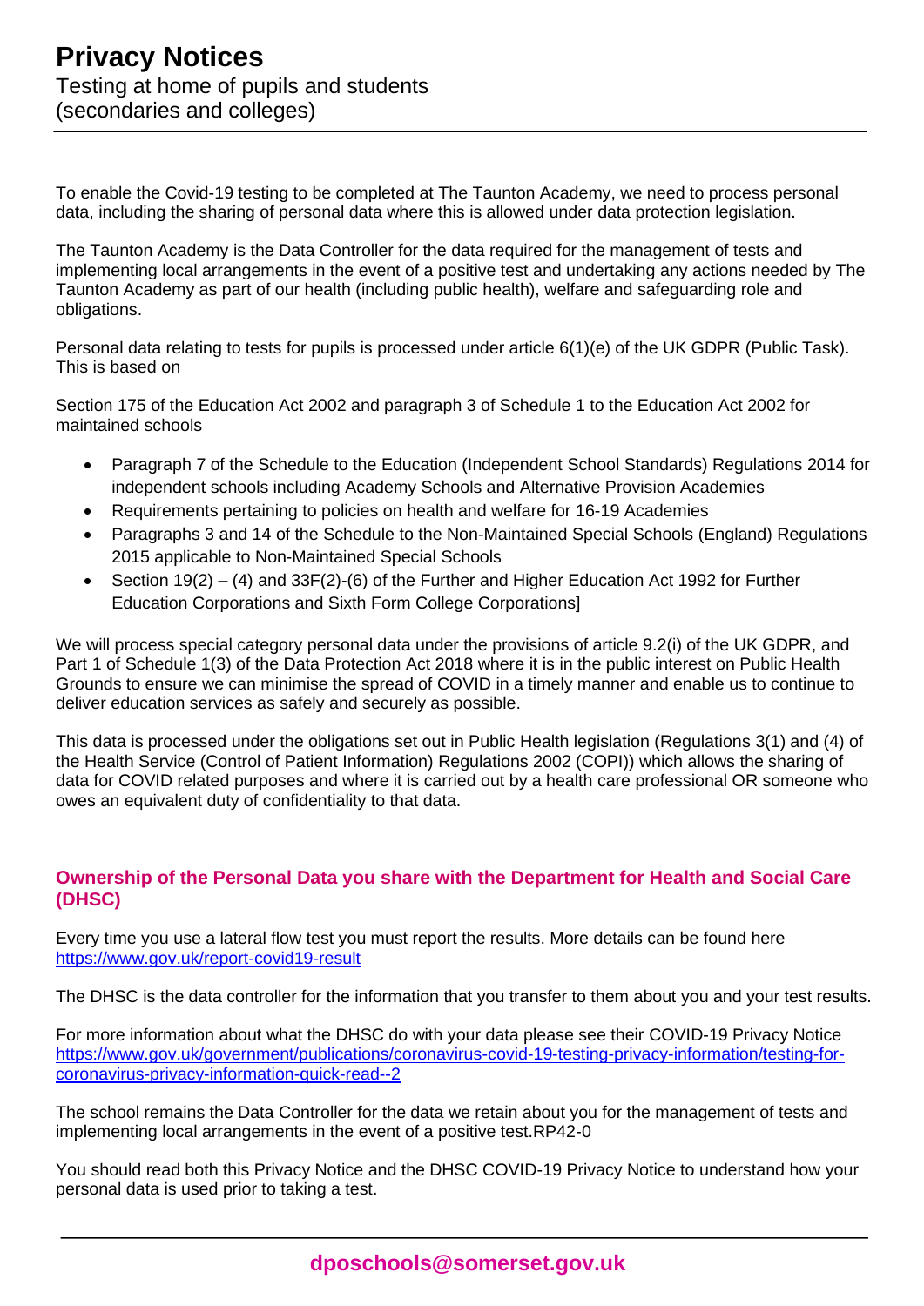# Privacy Notices

Testing at home of pupils and students (secondaries and colleges)

To enable the Covid-19 testing to be completed at The Taunton Academy, we need to process personal data, including the sharing of personal data where this is allowed under data protection legislation.

The Taunton Academy is the Data Controller for the data required for the management of tests and implementing local arrangements in the event of a positive test and undertaking any actions needed by The Taunton Academy as part of our health (including public health), welfare and safeguarding role and obligations.

Personal data relating to tests for pupils is processed under article 6(1)(e) of the UK GDPR (Public Task). This is based on

Section 175 of the Education Act 2002 and paragraph 3 of Schedule 1 to the Education Act 2002 for maintained schools

- Paragraph 7 of the Schedule to the Education (Independent School Standards) Regulations 2014 for independent schools including Academy Schools and Alternative Provision Academies
- Requirements pertaining to policies on health and welfare for 16-19 Academies
- Paragraphs 3 and 14 of the Schedule to the Non-Maintained Special Schools (England) Regulations 2015 applicable to Non-Maintained Special Schools
- Section 19(2) – (4) and 33F(2)-(6) of the Further and Higher Education Act 1992 for Further Education Corporations and Sixth Form College Corporations]

We will process special category personal data under the provisions of article 9.2(i) of the UK GDPR, and Part 1 of Schedule 1(3) of the Data Protection Act 2018 where it is in the public interest on Public Health Grounds to ensure we can minimise the spread of COVID in a timely manner and enable us to continue to deliver education services as safely and securely as possible.

This data is processed under the obligations set out in Public Health legislation (Regulations 3(1) and (4) of the Health Service (Control of Patient Information) Regulations 2002 (COPI)) which allows the sharing of data for COVID related purposes and where it is carried out by a health care professional OR someone who owes an equivalent duty of confidentiality to that data.

## Ownership of the Personal Data you share with the Department for Health and Social Care (DHSC)

Every time you use a lateral flow test you must report the results. More details can be found here https://www.gov.uk/report-covid19-result

The DHSC is the data controller for the information that you transfer to them about you and your test results.

For more information about what the DHSC do with your data please see their COVID-19 Privacy Notice https://www.gov.uk/government/publications/coronavirus-covid-19-testing-privacy-information/testing-for-coronavirus-privacy-information-quick-read--2

The school remains the Data Controller for the data we retain about you for the management of tests and implementing local arrangements in the event of a positive test.RP42-0

You should read both this Privacy Notice and the DHSC COVID-19 Privacy Notice to understand how your personal data is used prior to taking a test.

dposchools@somerset.gov.uk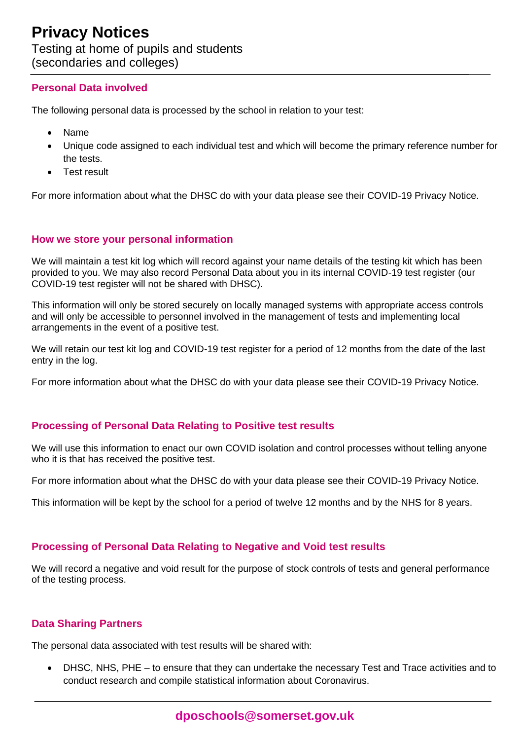# Privacy Notices

Testing at home of pupils and students
(secondaries and colleges)

### Personal Data involved

The following personal data is processed by the school in relation to your test:

- Name
- Unique code assigned to each individual test and which will become the primary reference number for the tests.
- Test result

For more information about what the DHSC do with your data please see their COVID-19 Privacy Notice.

### How we store your personal information

We will maintain a test kit log which will record against your name details of the testing kit which has been provided to you. We may also record Personal Data about you in its internal COVID-19 test register (our COVID-19 test register will not be shared with DHSC).

This information will only be stored securely on locally managed systems with appropriate access controls and will only be accessible to personnel involved in the management of tests and implementing local arrangements in the event of a positive test.

We will retain our test kit log and COVID-19 test register for a period of 12 months from the date of the last entry in the log.

For more information about what the DHSC do with your data please see their COVID-19 Privacy Notice.

### Processing of Personal Data Relating to Positive test results

We will use this information to enact our own COVID isolation and control processes without telling anyone who it is that has received the positive test.

For more information about what the DHSC do with your data please see their COVID-19 Privacy Notice.

This information will be kept by the school for a period of twelve 12 months and by the NHS for 8 years.

### Processing of Personal Data Relating to Negative and Void test results

We will record a negative and void result for the purpose of stock controls of tests and general performance of the testing process.

### Data Sharing Partners

The personal data associated with test results will be shared with:

- DHSC, NHS, PHE – to ensure that they can undertake the necessary Test and Trace activities and to conduct research and compile statistical information about Coronavirus.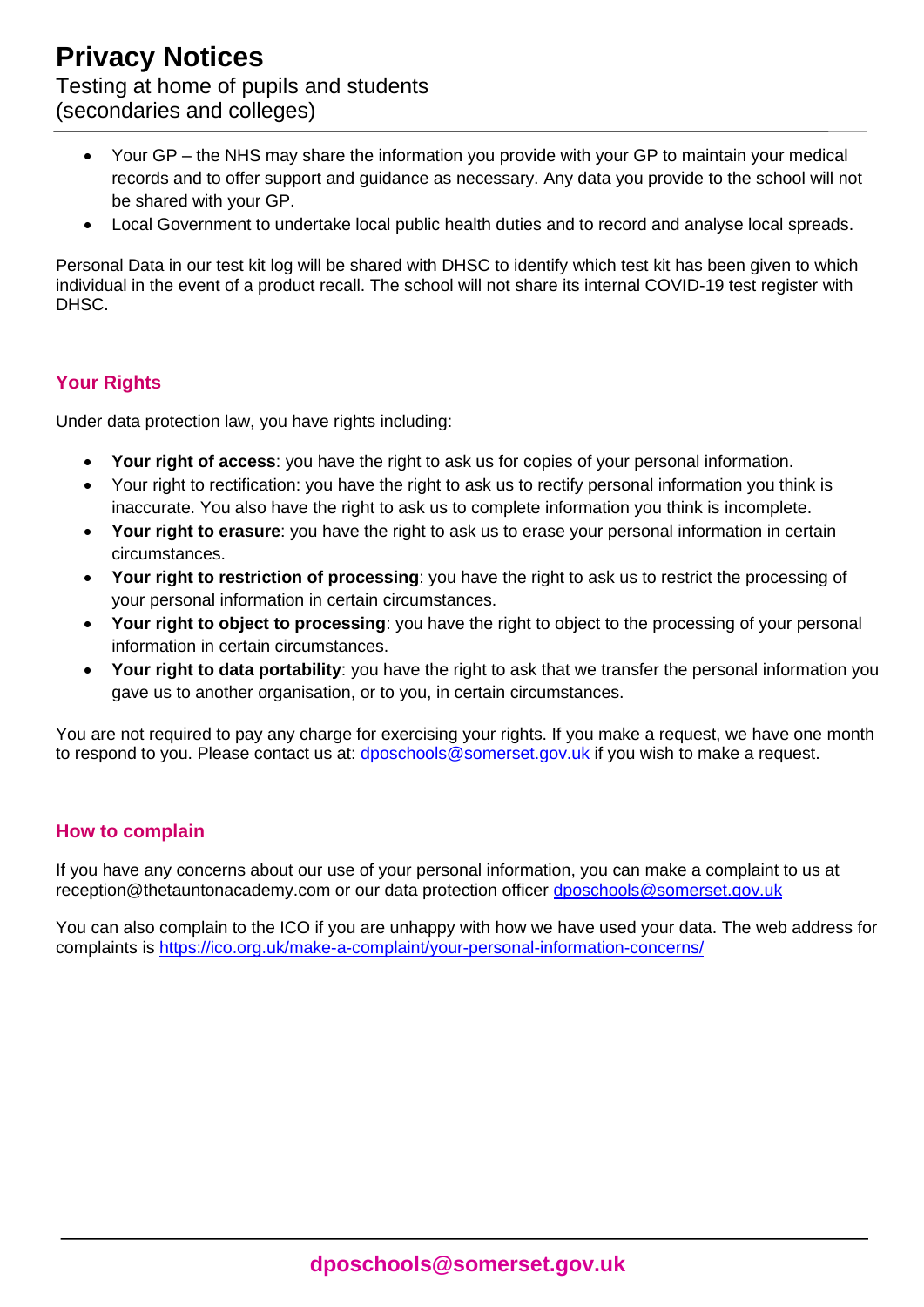- Your GP – the NHS may share the information you provide with your GP to maintain your medical records and to offer support and guidance as necessary. Any data you provide to the school will not be shared with your GP.
- Local Government to undertake local public health duties and to record and analyse local spreads.

Personal Data in our test kit log will be shared with DHSC to identify which test kit has been given to which individual in the event of a product recall. The school will not share its internal COVID-19 test register with DHSC.

## Your Rights

Under data protection law, you have rights including:

- **Your right of access**: you have the right to ask us for copies of your personal information.
- Your right to rectification: you have the right to ask us to rectify personal information you think is inaccurate. You also have the right to ask us to complete information you think is incomplete.
- **Your right to erasure**: you have the right to ask us to erase your personal information in certain circumstances.
- **Your right to restriction of processing**: you have the right to ask us to restrict the processing of your personal information in certain circumstances.
- **Your right to object to processing**: you have the right to object to the processing of your personal information in certain circumstances.
- **Your right to data portability**: you have the right to ask that we transfer the personal information you gave us to another organisation, or to you, in certain circumstances.

You are not required to pay any charge for exercising your rights. If you make a request, we have one month to respond to you. Please contact us at: dposchools@somerset.gov.uk if you wish to make a request.

## How to complain

If you have any concerns about our use of your personal information, you can make a complaint to us at reception@thetauntonacademy.com or our data protection officer dposchools@somerset.gov.uk

You can also complain to the ICO if you are unhappy with how we have used your data. The web address for complaints is https://ico.org.uk/make-a-complaint/your-personal-information-concerns/